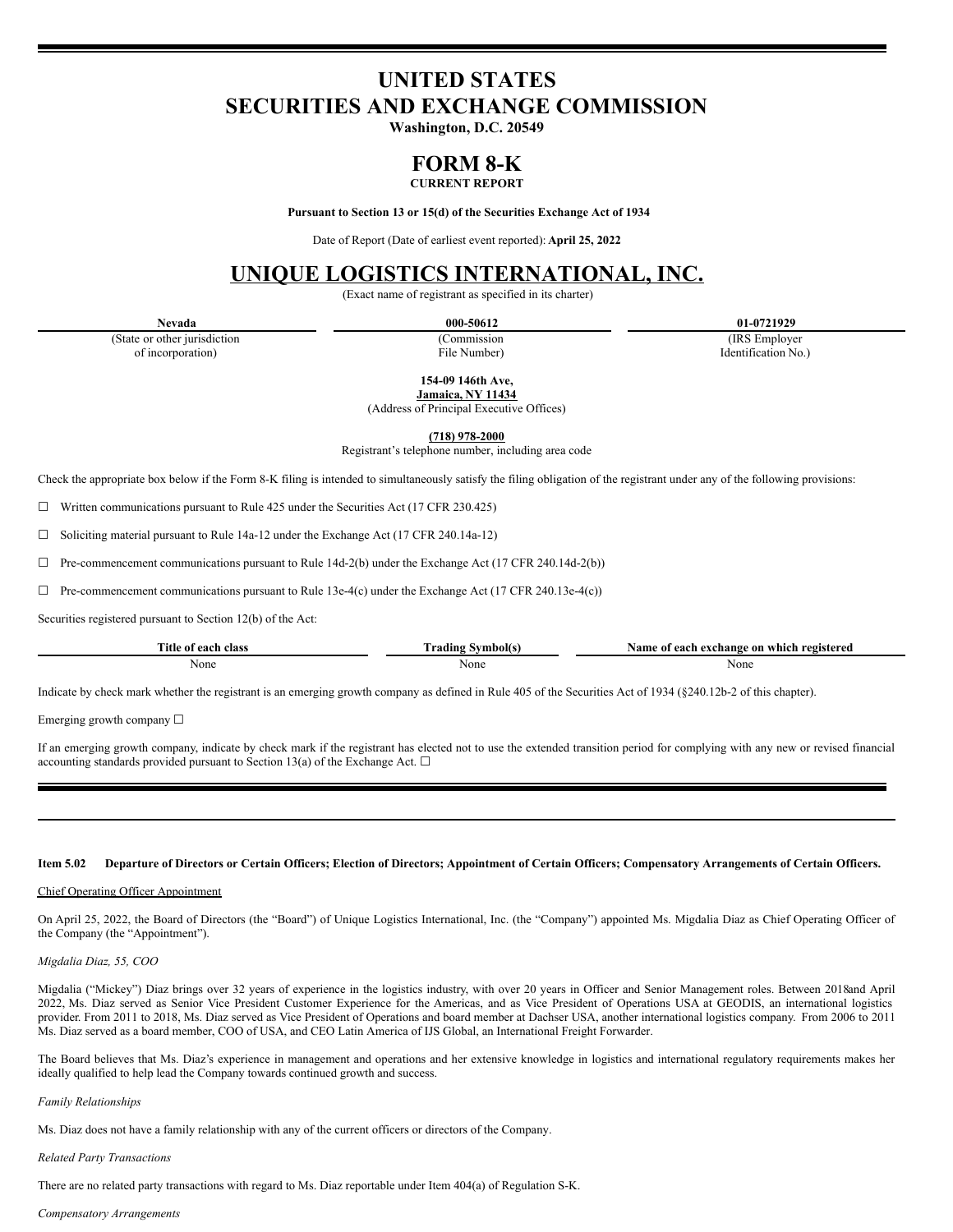# UNITED STATES
# SECURITIES AND EXCHANGE COMMISSION

**Washington, D.C. 20549**

# FORM 8-K

**CURRENT REPORT**

**Pursuant to Section 13 or 15(d) of the Securities Exchange Act of 1934**

Date of Report (Date of earliest event reported): **April 25, 2022**

# UNIQUE LOGISTICS INTERNATIONAL, INC.

(Exact name of registrant as specified in its charter)

| Nevada | 000-50612 | 01-0721929 |
|---|---|---|
| (State or other jurisdiction of incorporation) | (Commission File Number) | (IRS Employer Identification No.) |

**154-09 146th Ave,**
**Jamaica, NY 11434**
(Address of Principal Executive Offices)

**(718) 978-2000**
Registrant's telephone number, including area code

Check the appropriate box below if the Form 8-K filing is intended to simultaneously satisfy the filing obligation of the registrant under any of the following provisions:

☐ Written communications pursuant to Rule 425 under the Securities Act (17 CFR 230.425)

☐ Soliciting material pursuant to Rule 14a-12 under the Exchange Act (17 CFR 240.14a-12)

☐ Pre-commencement communications pursuant to Rule 14d-2(b) under the Exchange Act (17 CFR 240.14d-2(b))

☐ Pre-commencement communications pursuant to Rule 13e-4(c) under the Exchange Act (17 CFR 240.13e-4(c))

Securities registered pursuant to Section 12(b) of the Act:

| Title of each class | Trading Symbol(s) | Name of each exchange on which registered |
|---|---|---|
| None | None | None |

Indicate by check mark whether the registrant is an emerging growth company as defined in Rule 405 of the Securities Act of 1934 (§240.12b-2 of this chapter).

Emerging growth company ☐

If an emerging growth company, indicate by check mark if the registrant has elected not to use the extended transition period for complying with any new or revised financial accounting standards provided pursuant to Section 13(a) of the Exchange Act. ☐

---

**Item 5.02 Departure of Directors or Certain Officers; Election of Directors; Appointment of Certain Officers; Compensatory Arrangements of Certain Officers.**

Chief Operating Officer Appointment

On April 25, 2022, the Board of Directors (the "Board") of Unique Logistics International, Inc. (the "Company") appointed Ms. Migdalia Diaz as Chief Operating Officer of the Company (the "Appointment").

*Migdalia Diaz, 55, COO*

Migdalia ("Mickey") Diaz brings over 32 years of experience in the logistics industry, with over 20 years in Officer and Senior Management roles. Between 2018and April 2022, Ms. Diaz served as Senior Vice President Customer Experience for the Americas, and as Vice President of Operations USA at GEODIS, an international logistics provider. From 2011 to 2018, Ms. Diaz served as Vice President of Operations and board member at Dachser USA, another international logistics company. From 2006 to 2011 Ms. Diaz served as a board member, COO of USA, and CEO Latin America of IJS Global, an International Freight Forwarder.

The Board believes that Ms. Diaz's experience in management and operations and her extensive knowledge in logistics and international regulatory requirements makes her ideally qualified to help lead the Company towards continued growth and success.

*Family Relationships*

Ms. Diaz does not have a family relationship with any of the current officers or directors of the Company.

*Related Party Transactions*

There are no related party transactions with regard to Ms. Diaz reportable under Item 404(a) of Regulation S-K.

*Compensatory Arrangements*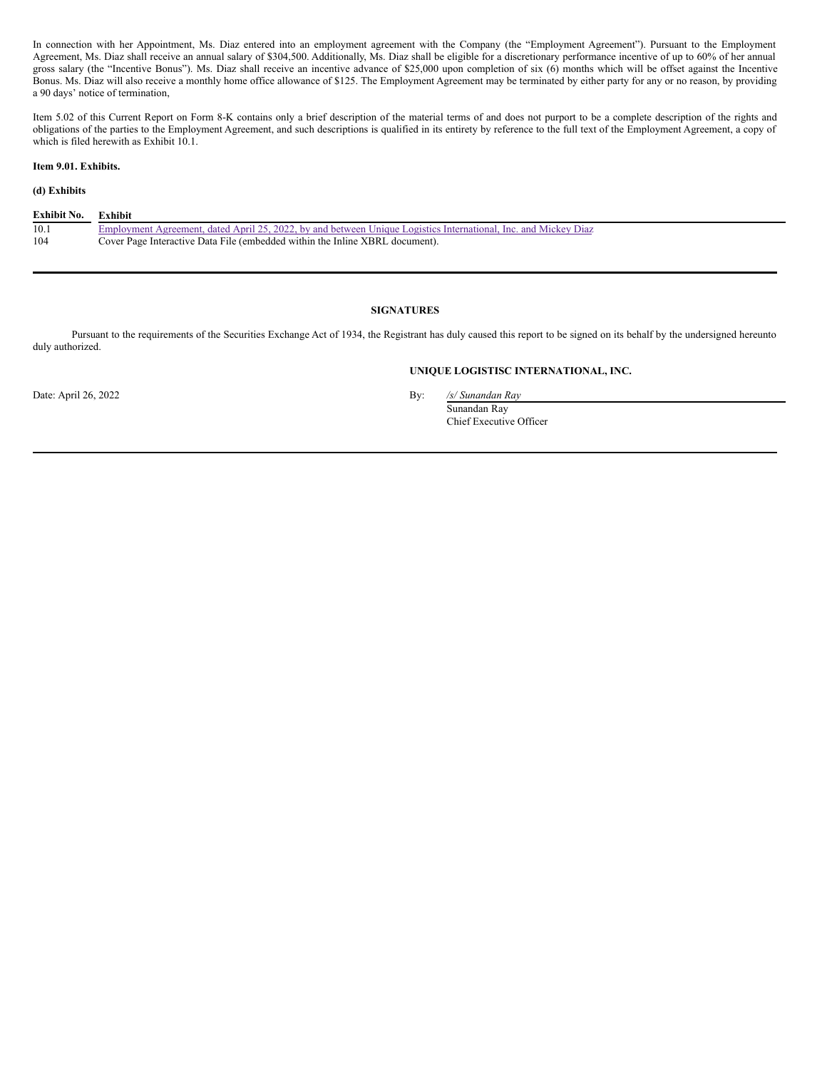In connection with her Appointment, Ms. Diaz entered into an employment agreement with the Company (the "Employment Agreement"). Pursuant to the Employment Agreement, Ms. Diaz shall receive an annual salary of $304,500. Additionally, Ms. Diaz shall be eligible for a discretionary performance incentive of up to 60% of her annual gross salary (the "Incentive Bonus"). Ms. Diaz shall receive an incentive advance of $25,000 upon completion of six (6) months which will be offset against the Incentive Bonus. Ms. Diaz will also receive a monthly home office allowance of $125. The Employment Agreement may be terminated by either party for any or no reason, by providing a 90 days' notice of termination,

Item 5.02 of this Current Report on Form 8-K contains only a brief description of the material terms of and does not purport to be a complete description of the rights and obligations of the parties to the Employment Agreement, and such descriptions is qualified in its entirety by reference to the full text of the Employment Agreement, a copy of which is filed herewith as Exhibit 10.1.

**Item 9.01. Exhibits.**

**(d) Exhibits**

| Exhibit No. | Exhibit |
|---|---|
| 10.1 | Employment Agreement, dated April 25, 2022, by and between Unique Logistics International, Inc. and Mickey Diaz |
| 104 | Cover Page Interactive Data File (embedded within the Inline XBRL document). |

**SIGNATURES**

Pursuant to the requirements of the Securities Exchange Act of 1934, the Registrant has duly caused this report to be signed on its behalf by the undersigned hereunto duly authorized.

**UNIQUE LOGISTISC INTERNATIONAL, INC.**

Date: April 26, 2022

By: */s/ Sunandan Ray*
Sunandan Ray
Chief Executive Officer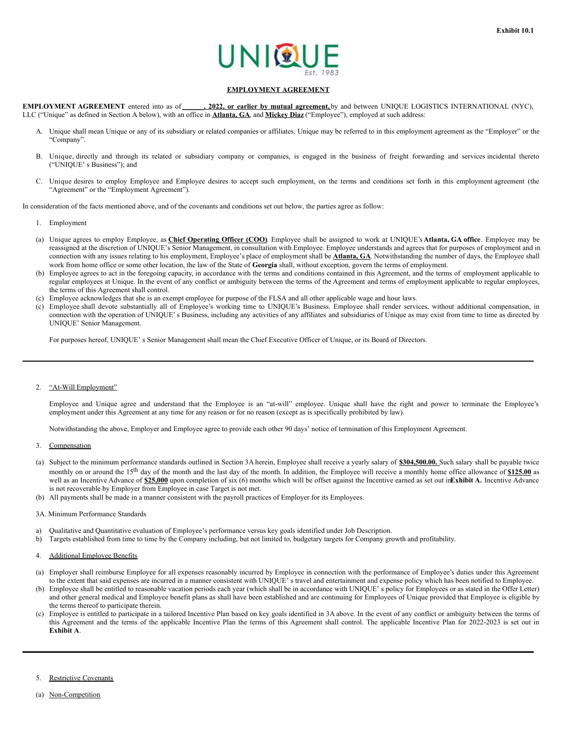Exhibit 10.1

UNIQUE
Est. 1983

**EMPLOYMENT AGREEMENT**

**EMPLOYMENT AGREEMENT** entered into as of **______, 2022, or earlier by mutual agreement,** by and between UNIQUE LOGISTICS INTERNATIONAL (NYC), LLC ("Unique" as defined in Section A below), with an office in **Atlanta, GA**, and **Mickey Diaz** ("Employee"), employed at such address:

A. Unique shall mean Unique or any of its subsidiary or related companies or affiliates. Unique may be referred to in this employment agreement as the "Employer" or the "Company".

B. Unique, directly and through its related or subsidiary company or companies, is engaged in the business of freight forwarding and services incidental thereto ("UNIQUE' s Business"); and

C. Unique desires to employ Employee and Employee desires to accept such employment, on the terms and conditions set forth in this employment agreement (the "Agreement" or the "Employment Agreement").

In consideration of the facts mentioned above, and of the covenants and conditions set out below, the parties agree as follow:

1. Employment

(a) Unique agrees to employ Employee, as **Chief Operating Officer (COO)**. Employee shall be assigned to work at UNIQUE's **Atlanta, GA office**. Employee may be reassigned at the discretion of UNIQUE's Senior Management, in consultation with Employee. Employee understands and agrees that for purposes of employment and in connection with any issues relating to his employment, Employee's place of employment shall be **Atlanta, GA**. Notwithstanding the number of days, the Employee shall work from home office or some other location, the law of the State of **Georgia** shall, without exception, govern the terms of employment.

(b) Employee agrees to act in the foregoing capacity, in accordance with the terms and conditions contained in this Agreement, and the terms of employment applicable to regular employees at Unique. In the event of any conflict or ambiguity between the terms of the Agreement and terms of employment applicable to regular employees, the terms of this Agreement shall control.

(c) Employee acknowledges that she is an exempt employee for purpose of the FLSA and all other applicable wage and hour laws.

(c) Employee shall devote substantially all of Employee's working time to UNIQUE's Business. Employee shall render services, without additional compensation, in connection with the operation of UNIQUE' s Business, including any activities of any affiliates and subsidiaries of Unique as may exist from time to time as directed by UNIQUE' Senior Management.

For purposes hereof, UNIQUE' s Senior Management shall mean the Chief Executive Officer of Unique, or its Board of Directors.

2. "At-Will Employment"

Employee and Unique agree and understand that the Employee is an "at-will" employee. Unique shall have the right and power to terminate the Employee's employment under this Agreement at any time for any reason or for no reason (except as is specifically prohibited by law).

Notwithstanding the above, Employer and Employee agree to provide each other 90 days' notice of termination of this Employment Agreement.

3. Compensation

(a) Subject to the minimum performance standards outlined in Section 3A herein, Employee shall receive a yearly salary of **$304,500.00.** Such salary shall be payable twice monthly on or around the 15th day of the month and the last day of the month. In addition, the Employee will receive a monthly home office allowance of **$125.00** as well as an Incentive Advance of **$25,000** upon completion of six (6) months which will be offset against the Incentive earned as set out in **Exhibit A.** Incentive Advance is not recoverable by Employer from Employee in case Target is not met.

(b) All payments shall be made in a manner consistent with the payroll practices of Employer for its Employees.

3A. Minimum Performance Standards

a) Qualitative and Quantitative evaluation of Employee's performance versus key goals identified under Job Description.

b) Targets established from time to time by the Company including, but not limited to, budgetary targets for Company growth and profitability.

4. Additional Employee Benefits

(a) Employer shall reimburse Employee for all expenses reasonably incurred by Employee in connection with the performance of Employee's duties under this Agreement to the extent that said expenses are incurred in a manner consistent with UNIQUE' s travel and entertainment and expense policy which has been notified to Employee.

(b) Employee shall be entitled to reasonable vacation periods each year (which shall be in accordance with UNIQUE' s policy for Employees or as stated in the Offer Letter) and other general medical and Employee benefit plans as shall have been established and are continuing for Employees of Unique provided that Employee is eligible by the terms thereof to participate therein.

(c) Employee is entitled to participate in a tailored Incentive Plan based on key goals identified in 3A above. In the event of any conflict or ambiguity between the terms of this Agreement and the terms of the applicable Incentive Plan the terms of this Agreement shall control. The applicable Incentive Plan for 2022-2023 is set out in **Exhibit A**.

5. Restrictive Covenants

(a) Non-Competition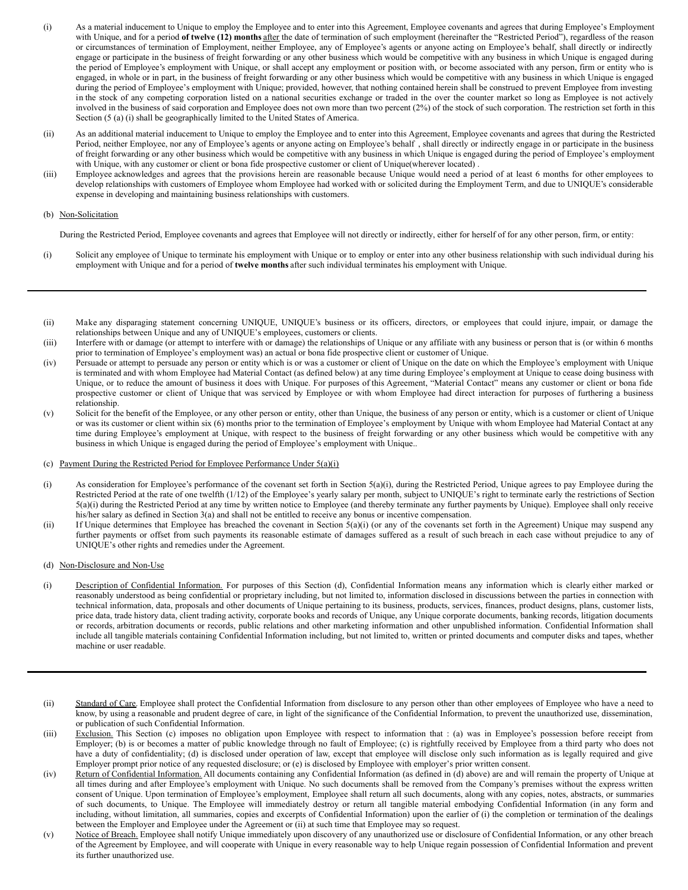(i) As a material inducement to Unique to employ the Employee and to enter into this Agreement, Employee covenants and agrees that during Employee's Employment with Unique, and for a period **of twelve (12) months** <u>after</u> the date of termination of such employment (hereinafter the "Restricted Period"), regardless of the reason or circumstances of termination of Employment, neither Employee, any of Employee's agents or anyone acting on Employee's behalf, shall directly or indirectly engage or participate in the business of freight forwarding or any other business which would be competitive with any business in which Unique is engaged during the period of Employee's employment with Unique, or shall accept any employment or position with, or become associated with any person, firm or entity who is engaged, in whole or in part, in the business of freight forwarding or any other business which would be competitive with any business in which Unique is engaged during the period of Employee's employment with Unique; provided, however, that nothing contained herein shall be construed to prevent Employee from investing in the stock of any competing corporation listed on a national securities exchange or traded in the over the counter market so long as Employee is not actively involved in the business of said corporation and Employee does not own more than two percent (2%) of the stock of such corporation. The restriction set forth in this Section (5 (a) (i) shall be geographically limited to the United States of America.

(ii) As an additional material inducement to Unique to employ the Employee and to enter into this Agreement, Employee covenants and agrees that during the Restricted Period, neither Employee, nor any of Employee's agents or anyone acting on Employee's behalf , shall directly or indirectly engage in or participate in the business of freight forwarding or any other business which would be competitive with any business in which Unique is engaged during the period of Employee's employment with Unique, with any customer or client or bona fide prospective customer or client of Unique(wherever located) .

(iii) Employee acknowledges and agrees that the provisions herein are reasonable because Unique would need a period of at least 6 months for other employees to develop relationships with customers of Employee whom Employee had worked with or solicited during the Employment Term, and due to UNIQUE's considerable expense in developing and maintaining business relationships with customers.

(b) <u>Non-Solicitation</u>

During the Restricted Period, Employee covenants and agrees that Employee will not directly or indirectly, either for herself of for any other person, firm, or entity:

(i) Solicit any employee of Unique to terminate his employment with Unique or to employ or enter into any other business relationship with such individual during his employment with Unique and for a period of **twelve months** after such individual terminates his employment with Unique.

---

(ii) Make any disparaging statement concerning UNIQUE, UNIQUE's business or its officers, directors, or employees that could injure, impair, or damage the relationships between Unique and any of UNIQUE's employees, customers or clients.

(iii) Interfere with or damage (or attempt to interfere with or damage) the relationships of Unique or any affiliate with any business or person that is (or within 6 months prior to termination of Employee's employment was) an actual or bona fide prospective client or customer of Unique.

(iv) Persuade or attempt to persuade any person or entity which is or was a customer or client of Unique on the date on which the Employee's employment with Unique is terminated and with whom Employee had Material Contact (as defined below) at any time during Employee's employment at Unique to cease doing business with Unique, or to reduce the amount of business it does with Unique. For purposes of this Agreement, "Material Contact" means any customer or client or bona fide prospective customer or client of Unique that was serviced by Employee or with whom Employee had direct interaction for purposes of furthering a business relationship.

(v) Solicit for the benefit of the Employee, or any other person or entity, other than Unique, the business of any person or entity, which is a customer or client of Unique or was its customer or client within six (6) months prior to the termination of Employee's employment by Unique with whom Employee had Material Contact at any time during Employee's employment at Unique, with respect to the business of freight forwarding or any other business which would be competitive with any business in which Unique is engaged during the period of Employee's employment with Unique..

(c) <u>Payment During the Restricted Period for Employee Performance Under 5(a)(i)</u>

(i) As consideration for Employee's performance of the covenant set forth in Section 5(a)(i), during the Restricted Period, Unique agrees to pay Employee during the Restricted Period at the rate of one twelfth (1/12) of the Employee's yearly salary per month, subject to UNIQUE's right to terminate early the restrictions of Section 5(a)(i) during the Restricted Period at any time by written notice to Employee (and thereby terminate any further payments by Unique). Employee shall only receive his/her salary as defined in Section 3(a) and shall not be entitled to receive any bonus or incentive compensation.

(ii) If Unique determines that Employee has breached the covenant in Section 5(a)(i) (or any of the covenants set forth in the Agreement) Unique may suspend any further payments or offset from such payments its reasonable estimate of damages suffered as a result of such breach in each case without prejudice to any of UNIQUE's other rights and remedies under the Agreement.

(d) <u>Non-Disclosure and Non-Use</u>

(i) <u>Description of Confidential Information.</u> For purposes of this Section (d), Confidential Information means any information which is clearly either marked or reasonably understood as being confidential or proprietary including, but not limited to, information disclosed in discussions between the parties in connection with technical information, data, proposals and other documents of Unique pertaining to its business, products, services, finances, product designs, plans, customer lists, price data, trade history data, client trading activity, corporate books and records of Unique, any Unique corporate documents, banking records, litigation documents or records, arbitration documents or records, public relations and other marketing information and other unpublished information. Confidential Information shall include all tangible materials containing Confidential Information including, but not limited to, written or printed documents and computer disks and tapes, whether machine or user readable.

---

(ii) <u>Standard of Care</u>. Employee shall protect the Confidential Information from disclosure to any person other than other employees of Employee who have a need to know, by using a reasonable and prudent degree of care, in light of the significance of the Confidential Information, to prevent the unauthorized use, dissemination, or publication of such Confidential Information.

(iii) <u>Exclusion.</u> This Section (c) imposes no obligation upon Employee with respect to information that : (a) was in Employee's possession before receipt from Employer; (b) is or becomes a matter of public knowledge through no fault of Employee; (c) is rightfully received by Employee from a third party who does not have a duty of confidentiality; (d) is disclosed under operation of law, except that employee will disclose only such information as is legally required and give Employer prompt prior notice of any requested disclosure; or (e) is disclosed by Employee with employer's prior written consent.

(iv) <u>Return of Confidential Information.</u> All documents containing any Confidential Information (as defined in (d) above) are and will remain the property of Unique at all times during and after Employee's employment with Unique. No such documents shall be removed from the Company's premises without the express written consent of Unique. Upon termination of Employee's employment, Employee shall return all such documents, along with any copies, notes, abstracts, or summaries of such documents, to Unique. The Employee will immediately destroy or return all tangible material embodying Confidential Information (in any form and including, without limitation, all summaries, copies and excerpts of Confidential Information) upon the earlier of (i) the completion or termination of the dealings between the Employer and Employee under the Agreement or (ii) at such time that Employee may so request.

(v) <u>Notice of Breach.</u> Employee shall notify Unique immediately upon discovery of any unauthorized use or disclosure of Confidential Information, or any other breach of the Agreement by Employee, and will cooperate with Unique in every reasonable way to help Unique regain possession of Confidential Information and prevent its further unauthorized use.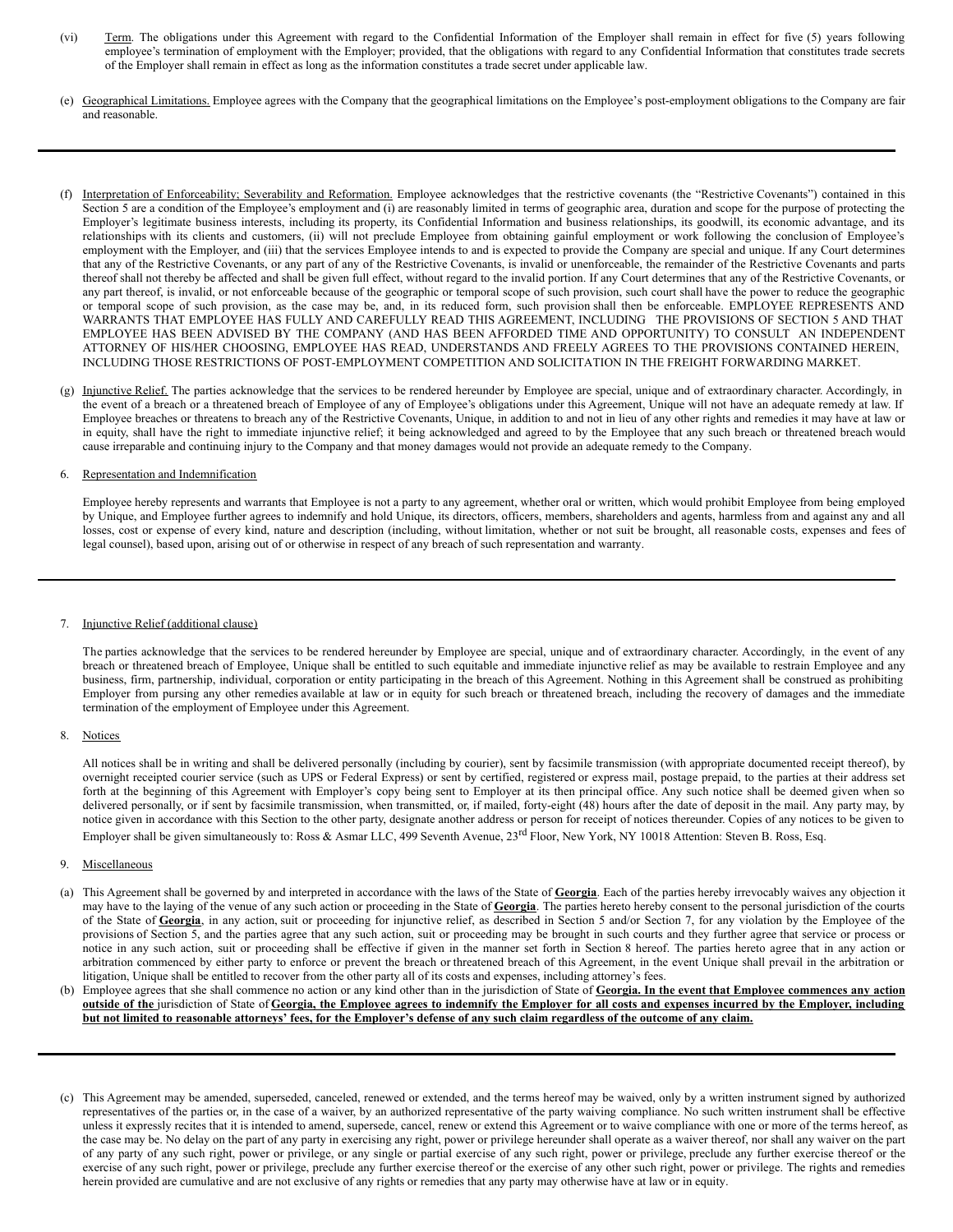(vi) Term. The obligations under this Agreement with regard to the Confidential Information of the Employer shall remain in effect for five (5) years following employee's termination of employment with the Employer; provided, that the obligations with regard to any Confidential Information that constitutes trade secrets of the Employer shall remain in effect as long as the information constitutes a trade secret under applicable law.

(e) Geographical Limitations. Employee agrees with the Company that the geographical limitations on the Employee's post-employment obligations to the Company are fair and reasonable.

---

(f) Interpretation of Enforceability; Severability and Reformation. Employee acknowledges that the restrictive covenants (the "Restrictive Covenants") contained in this Section 5 are a condition of the Employee's employment and (i) are reasonably limited in terms of geographic area, duration and scope for the purpose of protecting the Employer's legitimate business interests, including its property, its Confidential Information and business relationships, its goodwill, its economic advantage, and its relationships with its clients and customers, (ii) will not preclude Employee from obtaining gainful employment or work following the conclusion of Employee's employment with the Employer, and (iii) that the services Employee intends to and is expected to provide the Company are special and unique. If any Court determines that any of the Restrictive Covenants, or any part of any of the Restrictive Covenants, is invalid or unenforceable, the remainder of the Restrictive Covenants and parts thereof shall not thereby be affected and shall be given full effect, without regard to the invalid portion. If any Court determines that any of the Restrictive Covenants, or any part thereof, is invalid, or not enforceable because of the geographic or temporal scope of such provision, such court shall have the power to reduce the geographic or temporal scope of such provision, as the case may be, and, in its reduced form, such provision shall then be enforceable. EMPLOYEE REPRESENTS AND WARRANTS THAT EMPLOYEE HAS FULLY AND CAREFULLY READ THIS AGREEMENT, INCLUDING THE PROVISIONS OF SECTION 5 AND THAT EMPLOYEE HAS BEEN ADVISED BY THE COMPANY (AND HAS BEEN AFFORDED TIME AND OPPORTUNITY) TO CONSULT AN INDEPENDENT ATTORNEY OF HIS/HER CHOOSING, EMPLOYEE HAS READ, UNDERSTANDS AND FREELY AGREES TO THE PROVISIONS CONTAINED HEREIN, INCLUDING THOSE RESTRICTIONS OF POST-EMPLOYMENT COMPETITION AND SOLICITATION IN THE FREIGHT FORWARDING MARKET.

(g) Injunctive Relief. The parties acknowledge that the services to be rendered hereunder by Employee are special, unique and of extraordinary character. Accordingly, in the event of a breach or a threatened breach of Employee of any of Employee's obligations under this Agreement, Unique will not have an adequate remedy at law. If Employee breaches or threatens to breach any of the Restrictive Covenants, Unique, in addition to and not in lieu of any other rights and remedies it may have at law or in equity, shall have the right to immediate injunctive relief; it being acknowledged and agreed to by the Employee that any such breach or threatened breach would cause irreparable and continuing injury to the Company and that money damages would not provide an adequate remedy to the Company.

6. Representation and Indemnification

Employee hereby represents and warrants that Employee is not a party to any agreement, whether oral or written, which would prohibit Employee from being employed by Unique, and Employee further agrees to indemnify and hold Unique, its directors, officers, members, shareholders and agents, harmless from and against any and all losses, cost or expense of every kind, nature and description (including, without limitation, whether or not suit be brought, all reasonable costs, expenses and fees of legal counsel), based upon, arising out of or otherwise in respect of any breach of such representation and warranty.

---

7. Injunctive Relief (additional clause)

The parties acknowledge that the services to be rendered hereunder by Employee are special, unique and of extraordinary character. Accordingly, in the event of any breach or threatened breach of Employee, Unique shall be entitled to such equitable and immediate injunctive relief as may be available to restrain Employee and any business, firm, partnership, individual, corporation or entity participating in the breach of this Agreement. Nothing in this Agreement shall be construed as prohibiting Employer from pursing any other remedies available at law or in equity for such breach or threatened breach, including the recovery of damages and the immediate termination of the employment of Employee under this Agreement.

8. Notices

All notices shall be in writing and shall be delivered personally (including by courier), sent by facsimile transmission (with appropriate documented receipt thereof), by overnight receipted courier service (such as UPS or Federal Express) or sent by certified, registered or express mail, postage prepaid, to the parties at their address set forth at the beginning of this Agreement with Employer's copy being sent to Employer at its then principal office. Any such notice shall be deemed given when so delivered personally, or if sent by facsimile transmission, when transmitted, or, if mailed, forty-eight (48) hours after the date of deposit in the mail. Any party may, by notice given in accordance with this Section to the other party, designate another address or person for receipt of notices thereunder. Copies of any notices to be given to Employer shall be given simultaneously to: Ross & Asmar LLC, 499 Seventh Avenue, 23rd Floor, New York, NY 10018 Attention: Steven B. Ross, Esq.

9. Miscellaneous

(a) This Agreement shall be governed by and interpreted in accordance with the laws of the State of **Georgia**. Each of the parties hereby irrevocably waives any objection it may have to the laying of the venue of any such action or proceeding in the State of **Georgia**. The parties hereto hereby consent to the personal jurisdiction of the courts of the State of **Georgia**, in any action, suit or proceeding for injunctive relief, as described in Section 5 and/or Section 7, for any violation by the Employee of the provisions of Section 5, and the parties agree that any such action, suit or proceeding may be brought in such courts and they further agree that service or process or notice in any such action, suit or proceeding shall be effective if given in the manner set forth in Section 8 hereof. The parties hereto agree that in any action or arbitration commenced by either party to enforce or prevent the breach or threatened breach of this Agreement, in the event Unique shall prevail in the arbitration or litigation, Unique shall be entitled to recover from the other party all of its costs and expenses, including attorney's fees.

(b) Employee agrees that she shall commence no action or any kind other than in the jurisdiction of State of **Georgia. In the event that Employee commences any action outside of the** jurisdiction of State of **Georgia, the Employee agrees to indemnify the Employer for all costs and expenses incurred by the Employer, including but not limited to reasonable attorneys' fees, for the Employer's defense of any such claim regardless of the outcome of any claim.**

---

(c) This Agreement may be amended, superseded, canceled, renewed or extended, and the terms hereof may be waived, only by a written instrument signed by authorized representatives of the parties or, in the case of a waiver, by an authorized representative of the party waiving compliance. No such written instrument shall be effective unless it expressly recites that it is intended to amend, supersede, cancel, renew or extend this Agreement or to waive compliance with one or more of the terms hereof, as the case may be. No delay on the part of any party in exercising any right, power or privilege hereunder shall operate as a waiver thereof, nor shall any waiver on the part of any party of any such right, power or privilege, or any single or partial exercise of any such right, power or privilege, preclude any further exercise thereof or the exercise of any such right, power or privilege, preclude any further exercise thereof or the exercise of any other such right, power or privilege. The rights and remedies herein provided are cumulative and are not exclusive of any rights or remedies that any party may otherwise have at law or in equity.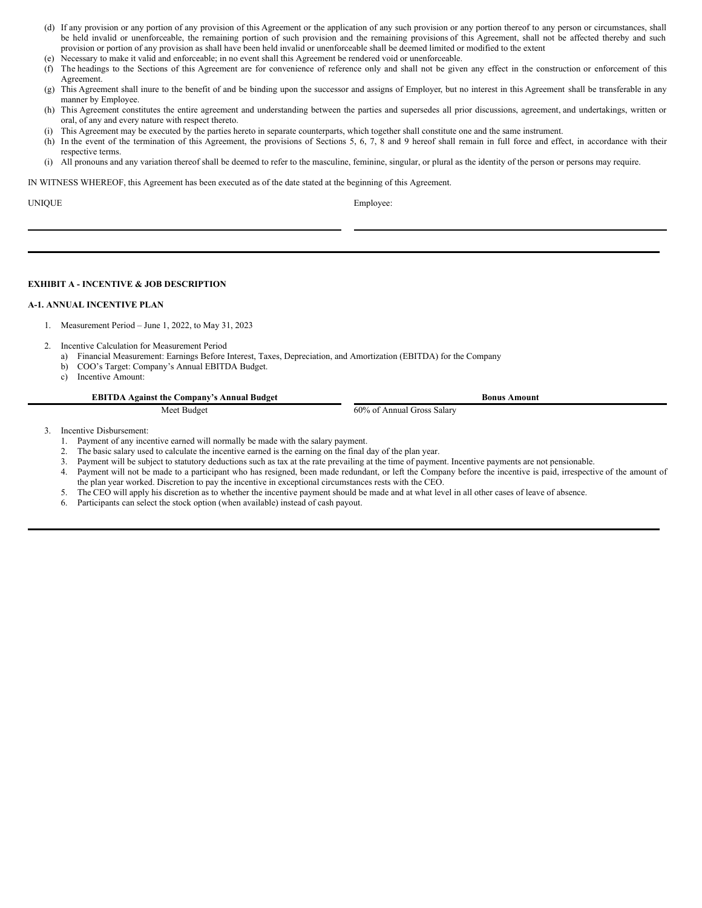(d) If any provision or any portion of any provision of this Agreement or the application of any such provision or any portion thereof to any person or circumstances, shall be held invalid or unenforceable, the remaining portion of such provision and the remaining provisions of this Agreement, shall not be affected thereby and such provision or portion of any provision as shall have been held invalid or unenforceable shall be deemed limited or modified to the extent

(e) Necessary to make it valid and enforceable; in no event shall this Agreement be rendered void or unenforceable.

(f) The headings to the Sections of this Agreement are for convenience of reference only and shall not be given any effect in the construction or enforcement of this Agreement.

(g) This Agreement shall inure to the benefit of and be binding upon the successor and assigns of Employer, but no interest in this Agreement shall be transferable in any manner by Employee.

(h) This Agreement constitutes the entire agreement and understanding between the parties and supersedes all prior discussions, agreement, and undertakings, written or oral, of any and every nature with respect thereto.

(i) This Agreement may be executed by the parties hereto in separate counterparts, which together shall constitute one and the same instrument.

(h) In the event of the termination of this Agreement, the provisions of Sections 5, 6, 7, 8 and 9 hereof shall remain in full force and effect, in accordance with their respective terms.

(i) All pronouns and any variation thereof shall be deemed to refer to the masculine, feminine, singular, or plural as the identity of the person or persons may require.

IN WITNESS WHEREOF, this Agreement has been executed as of the date stated at the beginning of this Agreement.

| UNIQUE | Employee: |
|---|---|
| ______________________________ | ______________________________ |

**EXHIBIT A - INCENTIVE & JOB DESCRIPTION**

**A-1. ANNUAL INCENTIVE PLAN**

1. Measurement Period – June 1, 2022, to May 31, 2023

2. Incentive Calculation for Measurement Period
   a) Financial Measurement: Earnings Before Interest, Taxes, Depreciation, and Amortization (EBITDA) for the Company
   b) COO's Target: Company's Annual EBITDA Budget.
   c) Incentive Amount:

| EBITDA Against the Company's Annual Budget | Bonus Amount |
|---|---|
| Meet Budget | 60% of Annual Gross Salary |

3. Incentive Disbursement:
   1. Payment of any incentive earned will normally be made with the salary payment.
   2. The basic salary used to calculate the incentive earned is the earning on the final day of the plan year.
   3. Payment will be subject to statutory deductions such as tax at the rate prevailing at the time of payment. Incentive payments are not pensionable.
   4. Payment will not be made to a participant who has resigned, been made redundant, or left the Company before the incentive is paid, irrespective of the amount of the plan year worked. Discretion to pay the incentive in exceptional circumstances rests with the CEO.
   5. The CEO will apply his discretion as to whether the incentive payment should be made and at what level in all other cases of leave of absence.
   6. Participants can select the stock option (when available) instead of cash payout.